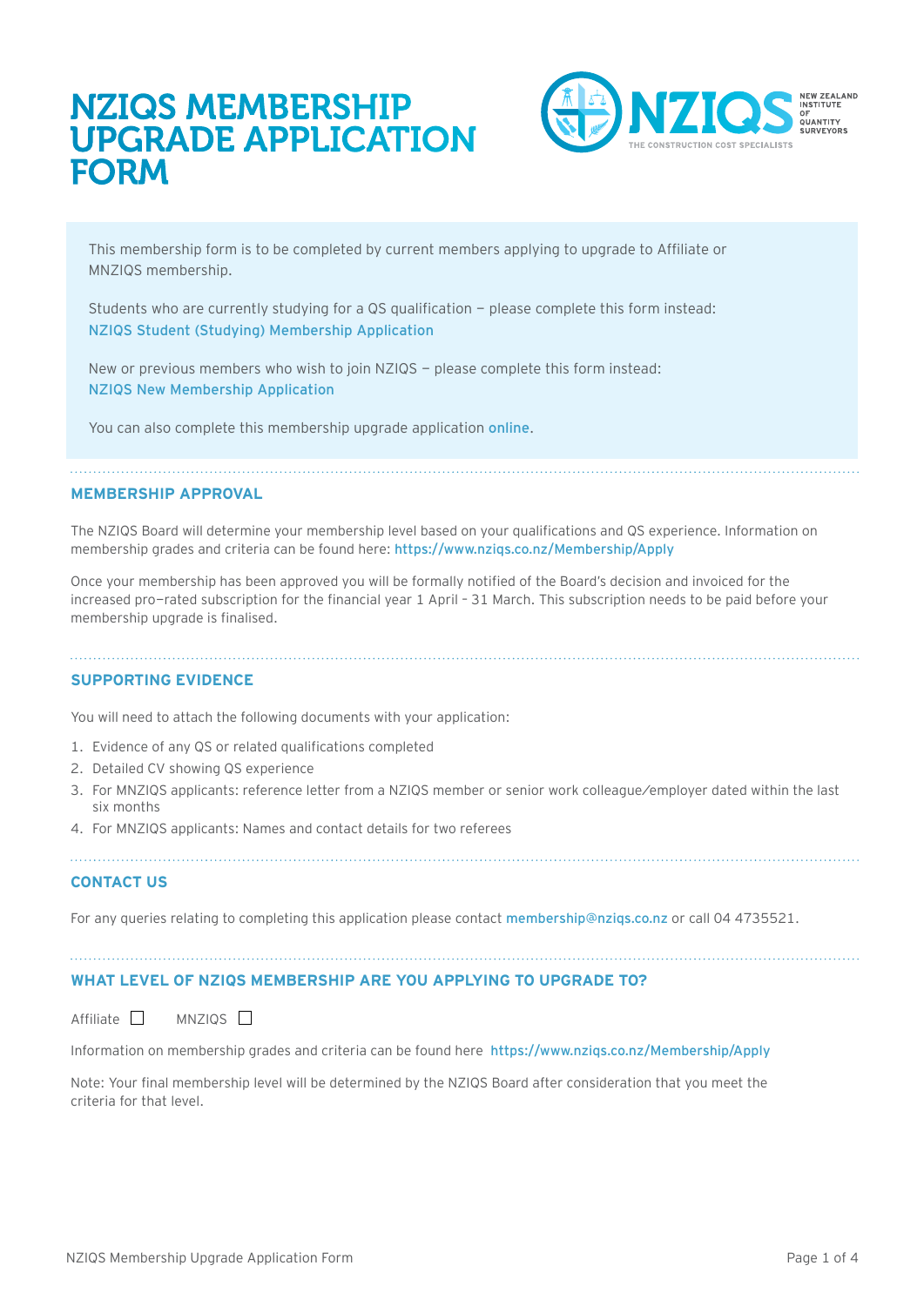# NZIQS MEMBERSHIP UPGRADE APPLICATION FORM

NZIQS NEW ZEALAND INSTITUTE OF QUANTITY SURVEYORS
THE CONSTRUCTION COST SPECIALISTS

This membership form is to be completed by current members applying to upgrade to Affiliate or MNZIQS membership.

Students who are currently studying for a QS qualification – please complete this form instead:
NZIQS Student (Studying) Membership Application

New or previous members who wish to join NZIQS – please complete this form instead:
NZIQS New Membership Application

You can also complete this membership upgrade application online.

## MEMBERSHIP APPROVAL

The NZIQS Board will determine your membership level based on your qualifications and QS experience. Information on membership grades and criteria can be found here: https://www.nziqs.co.nz/Membership/Apply

Once your membership has been approved you will be formally notified of the Board's decision and invoiced for the increased pro-rated subscription for the financial year 1 April – 31 March. This subscription needs to be paid before your membership upgrade is finalised.

## SUPPORTING EVIDENCE

You will need to attach the following documents with your application:

1. Evidence of any QS or related qualifications completed
2. Detailed CV showing QS experience
3. For MNZIQS applicants: reference letter from a NZIQS member or senior work colleague/employer dated within the last six months
4. For MNZIQS applicants: Names and contact details for two referees

## CONTACT US

For any queries relating to completing this application please contact membership@nziqs.co.nz or call 04 4735521.

## WHAT LEVEL OF NZIQS MEMBERSHIP ARE YOU APPLYING TO UPGRADE TO?

Affiliate ☐ MNZIQS ☐

Information on membership grades and criteria can be found here https://www.nziqs.co.nz/Membership/Apply

Note: Your final membership level will be determined by the NZIQS Board after consideration that you meet the criteria for that level.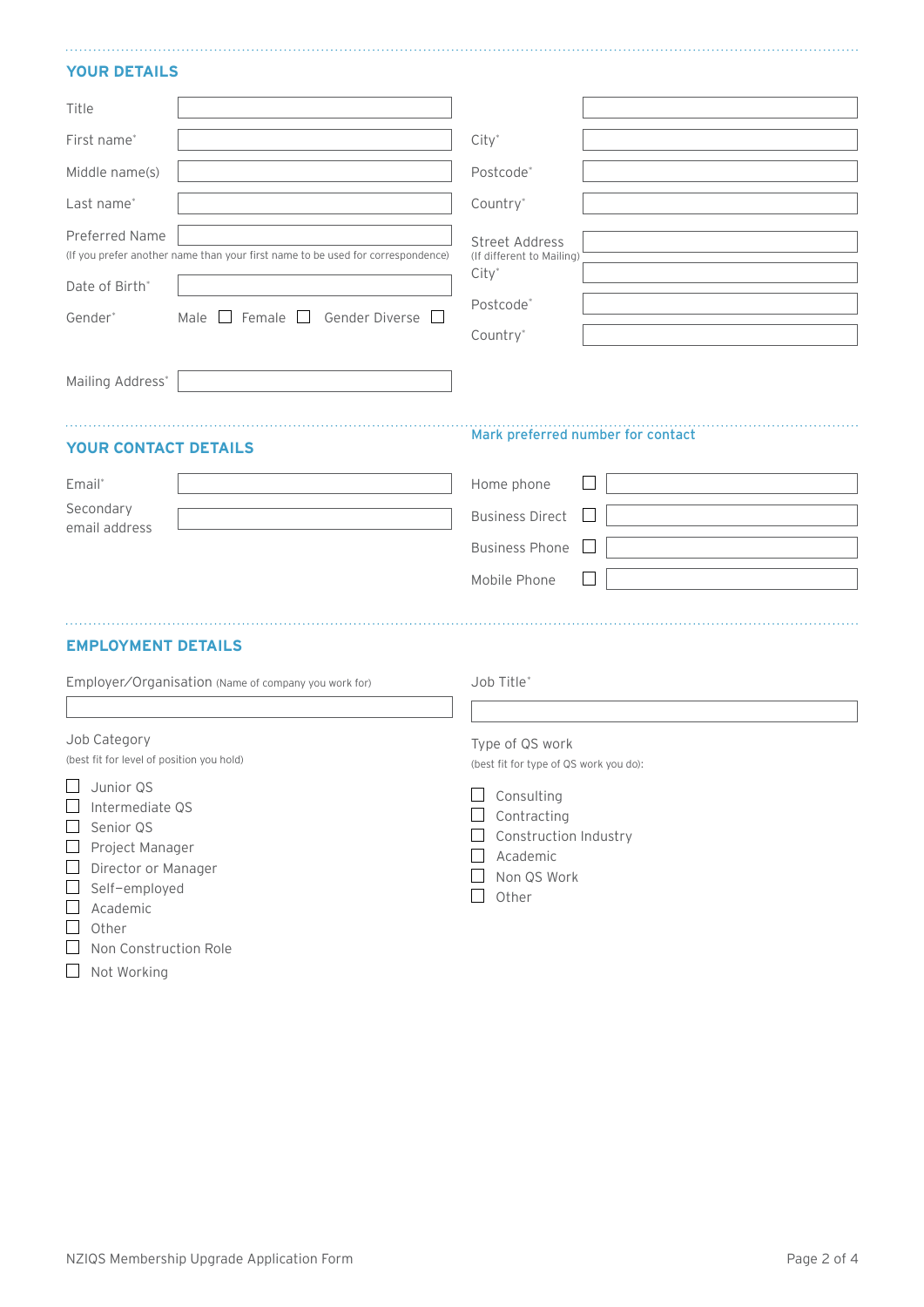## YOUR DETAILS

Title

First name*

Middle name(s)

Last name*

Preferred Name
(If you prefer another name than your first name to be used for correspondence)

Date of Birth*

Gender* Male ☐ Female ☐ Gender Diverse ☐

Mailing Address*

City*

Postcode*

Country*

Street Address
(If different to Mailing)

City*

Postcode*

Country*

## YOUR CONTACT DETAILS

Email*

Secondary email address

Mark preferred number for contact

Home phone ☐

Business Direct ☐

Business Phone ☐

Mobile Phone ☐

## EMPLOYMENT DETAILS

Employer/Organisation (Name of company you work for)

Job Title*

Job Category
(best fit for level of position you hold)

- ☐ Junior QS
- ☐ Intermediate QS
- ☐ Senior QS
- ☐ Project Manager
- ☐ Director or Manager
- ☐ Self-employed
- ☐ Academic
- ☐ Other
- ☐ Non Construction Role
- ☐ Not Working

Type of QS work
(best fit for type of QS work you do):

- ☐ Consulting
- ☐ Contracting
- ☐ Construction Industry
- ☐ Academic
- ☐ Non QS Work
- ☐ Other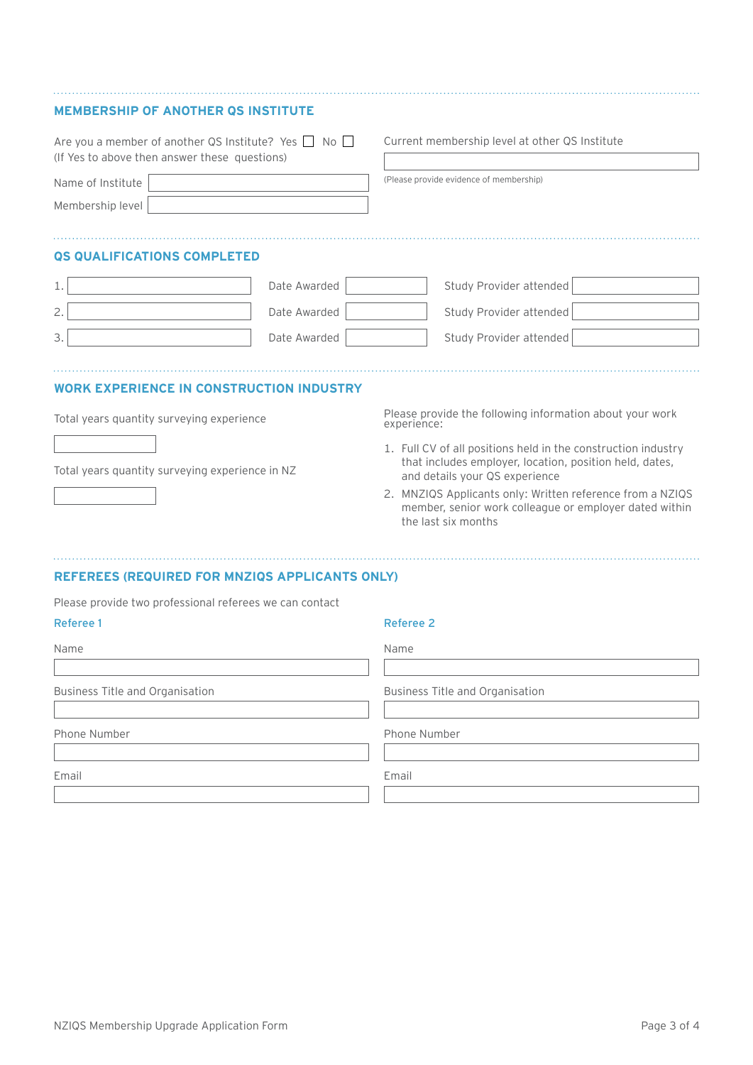## MEMBERSHIP OF ANOTHER QS INSTITUTE

Are you a member of another QS Institute? Yes ☐ No ☐
(If Yes to above then answer these questions)

Name of Institute

Membership level

Current membership level at other QS Institute

(Please provide evidence of membership)

## QS QUALIFICATIONS COMPLETED

| | Qualification | Date Awarded | Study Provider attended |
|---|---|---|---|
| 1. | | | |
| 2. | | | |
| 3. | | | |

## WORK EXPERIENCE IN CONSTRUCTION INDUSTRY

Total years quantity surveying experience

Total years quantity surveying experience in NZ

Please provide the following information about your work experience:

1. Full CV of all positions held in the construction industry that includes employer, location, position held, dates, and details your QS experience
2. MNZIQS Applicants only: Written reference from a NZIQS member, senior work colleague or employer dated within the last six months

## REFEREES (REQUIRED FOR MNZIQS APPLICANTS ONLY)

Please provide two professional referees we can contact

### Referee 1

Name

Business Title and Organisation

Phone Number

Email

### Referee 2

Name

Business Title and Organisation

Phone Number

Email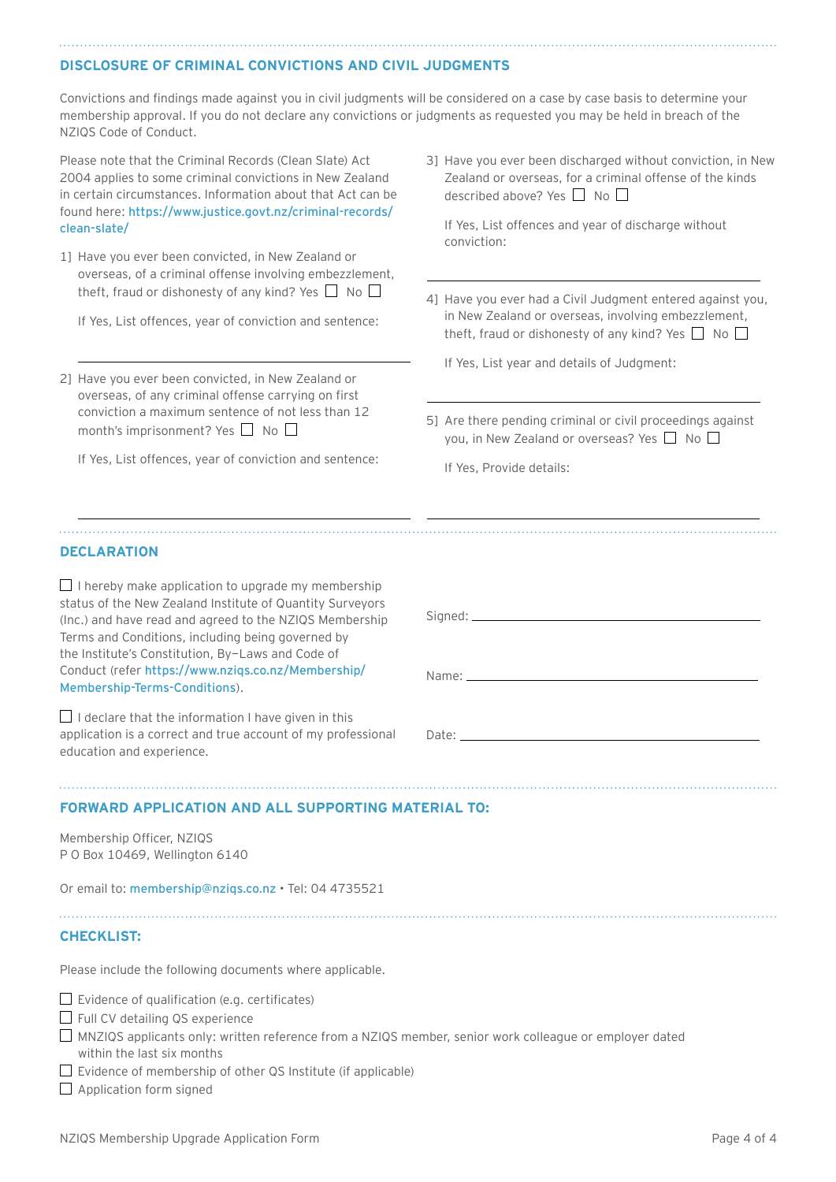## DISCLOSURE OF CRIMINAL CONVICTIONS AND CIVIL JUDGMENTS

Convictions and findings made against you in civil judgments will be considered on a case by case basis to determine your membership approval. If you do not declare any convictions or judgments as requested you may be held in breach of the NZIQS Code of Conduct.

Please note that the Criminal Records (Clean Slate) Act 2004 applies to some criminal convictions in New Zealand in certain circumstances. Information about that Act can be found here: https://www.justice.govt.nz/criminal-records/clean-slate/

1] Have you ever been convicted, in New Zealand or overseas, of a criminal offense involving embezzlement, theft, fraud or dishonesty of any kind? Yes ☐ No ☐

If Yes, List offences, year of conviction and sentence:

______________________________

2] Have you ever been convicted, in New Zealand or overseas, of any criminal offense carrying on first conviction a maximum sentence of not less than 12 month's imprisonment? Yes ☐ No ☐

If Yes, List offences, year of conviction and sentence:

______________________________

3] Have you ever been discharged without conviction, in New Zealand or overseas, for a criminal offense of the kinds described above? Yes ☐ No ☐

If Yes, List offences and year of discharge without conviction:

______________________________

4] Have you ever had a Civil Judgment entered against you, in New Zealand or overseas, involving embezzlement, theft, fraud or dishonesty of any kind? Yes ☐ No ☐

If Yes, List year and details of Judgment:

______________________________

5] Are there pending criminal or civil proceedings against you, in New Zealand or overseas? Yes ☐ No ☐

If Yes, Provide details:

______________________________

## DECLARATION

☐ I hereby make application to upgrade my membership status of the New Zealand Institute of Quantity Surveyors (Inc.) and have read and agreed to the NZIQS Membership Terms and Conditions, including being governed by the Institute's Constitution, By–Laws and Code of Conduct (refer https://www.nziqs.co.nz/Membership/Membership-Terms-Conditions).

☐ I declare that the information I have given in this application is a correct and true account of my professional education and experience.

Signed: ______________________________

Name: ______________________________

Date: ______________________________

## FORWARD APPLICATION AND ALL SUPPORTING MATERIAL TO:

Membership Officer, NZIQS
P O Box 10469, Wellington 6140

Or email to: membership@nziqs.co.nz • Tel: 04 4735521

## CHECKLIST:

Please include the following documents where applicable.

- ☐ Evidence of qualification (e.g. certificates)
- ☐ Full CV detailing QS experience
- ☐ MNZIQS applicants only: written reference from a NZIQS member, senior work colleague or employer dated within the last six months
- ☐ Evidence of membership of other QS Institute (if applicable)
- ☐ Application form signed